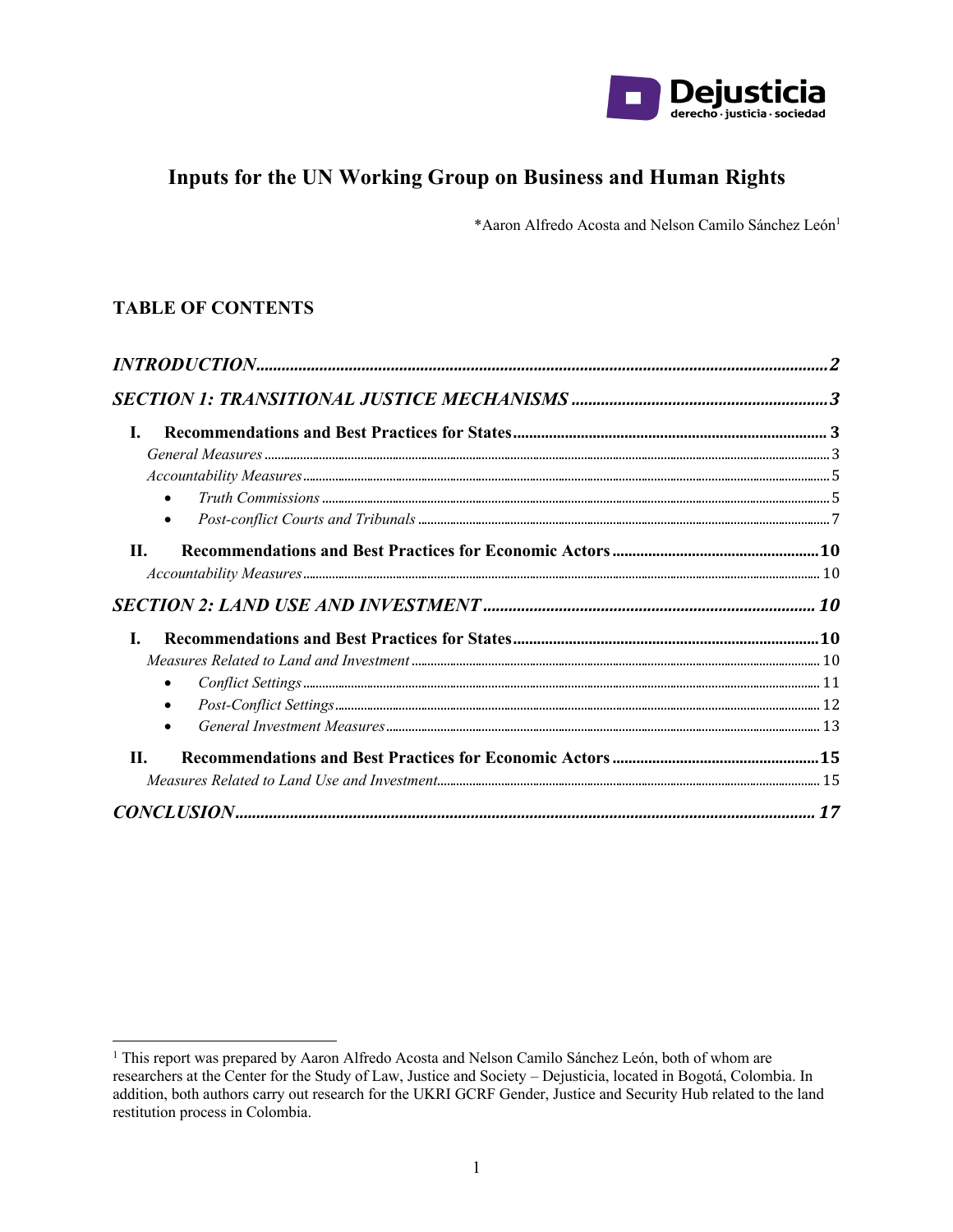Dejusticia
derecho · justicia · sociedad

# Inputs for the UN Working Group on Business and Human Rights

*Aaron Alfredo Acosta and Nelson Camilo Sánchez León[1]

## TABLE OF CONTENTS

***INTRODUCTION*** ........ 2

***SECTION 1: TRANSITIONAL JUSTICE MECHANISMS*** ........ 3

- **I. Recommendations and Best Practices for States** ........ 3
  - *General Measures* ........ 3
  - *Accountability Measures* ........ 5
    - *Truth Commissions* ........ 5
    - *Post-conflict Courts and Tribunals* ........ 7
- **II. Recommendations and Best Practices for Economic Actors** ........ 10
  - *Accountability Measures* ........ 10

***SECTION 2: LAND USE AND INVESTMENT*** ........ 10

- **I. Recommendations and Best Practices for States** ........ 10
  - *Measures Related to Land and Investment* ........ 10
    - *Conflict Settings* ........ 11
    - *Post-Conflict Settings* ........ 12
    - *General Investment Measures* ........ 13
- **II. Recommendations and Best Practices for Economic Actors** ........ 15
  - *Measures Related to Land Use and Investment* ........ 15

***CONCLUSION*** ........ 17

---

[1] This report was prepared by Aaron Alfredo Acosta and Nelson Camilo Sánchez León, both of whom are researchers at the Center for the Study of Law, Justice and Society – Dejusticia, located in Bogotá, Colombia. In addition, both authors carry out research for the UKRI GCRF Gender, Justice and Security Hub related to the land restitution process in Colombia.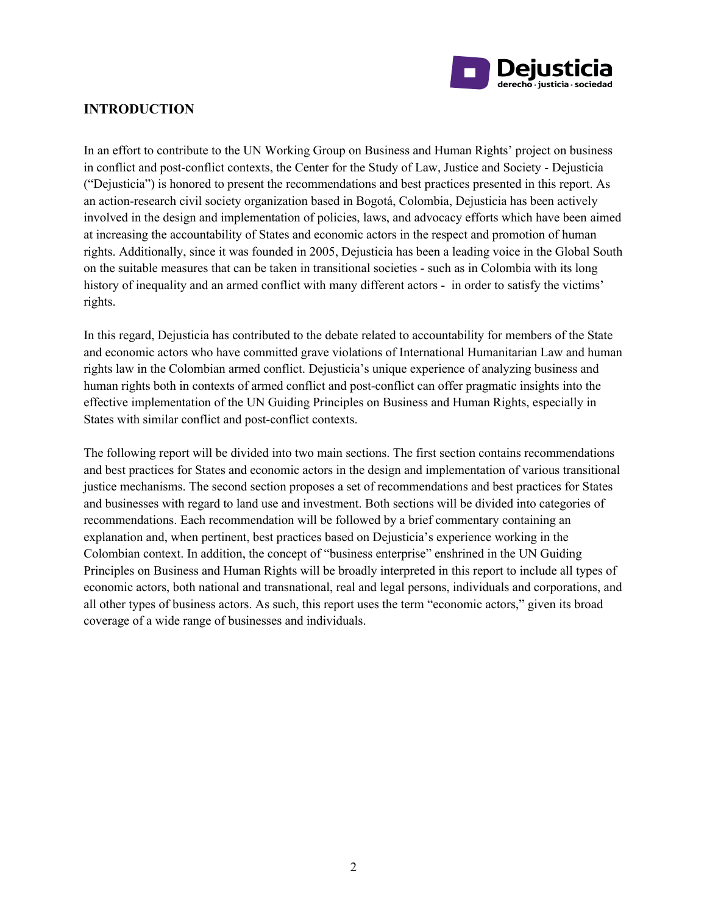## INTRODUCTION

In an effort to contribute to the UN Working Group on Business and Human Rights' project on business in conflict and post-conflict contexts, the Center for the Study of Law, Justice and Society - Dejusticia ("Dejusticia") is honored to present the recommendations and best practices presented in this report. As an action-research civil society organization based in Bogotá, Colombia, Dejusticia has been actively involved in the design and implementation of policies, laws, and advocacy efforts which have been aimed at increasing the accountability of States and economic actors in the respect and promotion of human rights. Additionally, since it was founded in 2005, Dejusticia has been a leading voice in the Global South on the suitable measures that can be taken in transitional societies - such as in Colombia with its long history of inequality and an armed conflict with many different actors - in order to satisfy the victims' rights.

In this regard, Dejusticia has contributed to the debate related to accountability for members of the State and economic actors who have committed grave violations of International Humanitarian Law and human rights law in the Colombian armed conflict. Dejusticia's unique experience of analyzing business and human rights both in contexts of armed conflict and post-conflict can offer pragmatic insights into the effective implementation of the UN Guiding Principles on Business and Human Rights, especially in States with similar conflict and post-conflict contexts.

The following report will be divided into two main sections. The first section contains recommendations and best practices for States and economic actors in the design and implementation of various transitional justice mechanisms. The second section proposes a set of recommendations and best practices for States and businesses with regard to land use and investment. Both sections will be divided into categories of recommendations. Each recommendation will be followed by a brief commentary containing an explanation and, when pertinent, best practices based on Dejusticia's experience working in the Colombian context. In addition, the concept of "business enterprise" enshrined in the UN Guiding Principles on Business and Human Rights will be broadly interpreted in this report to include all types of economic actors, both national and transnational, real and legal persons, individuals and corporations, and all other types of business actors. As such, this report uses the term "economic actors," given its broad coverage of a wide range of businesses and individuals.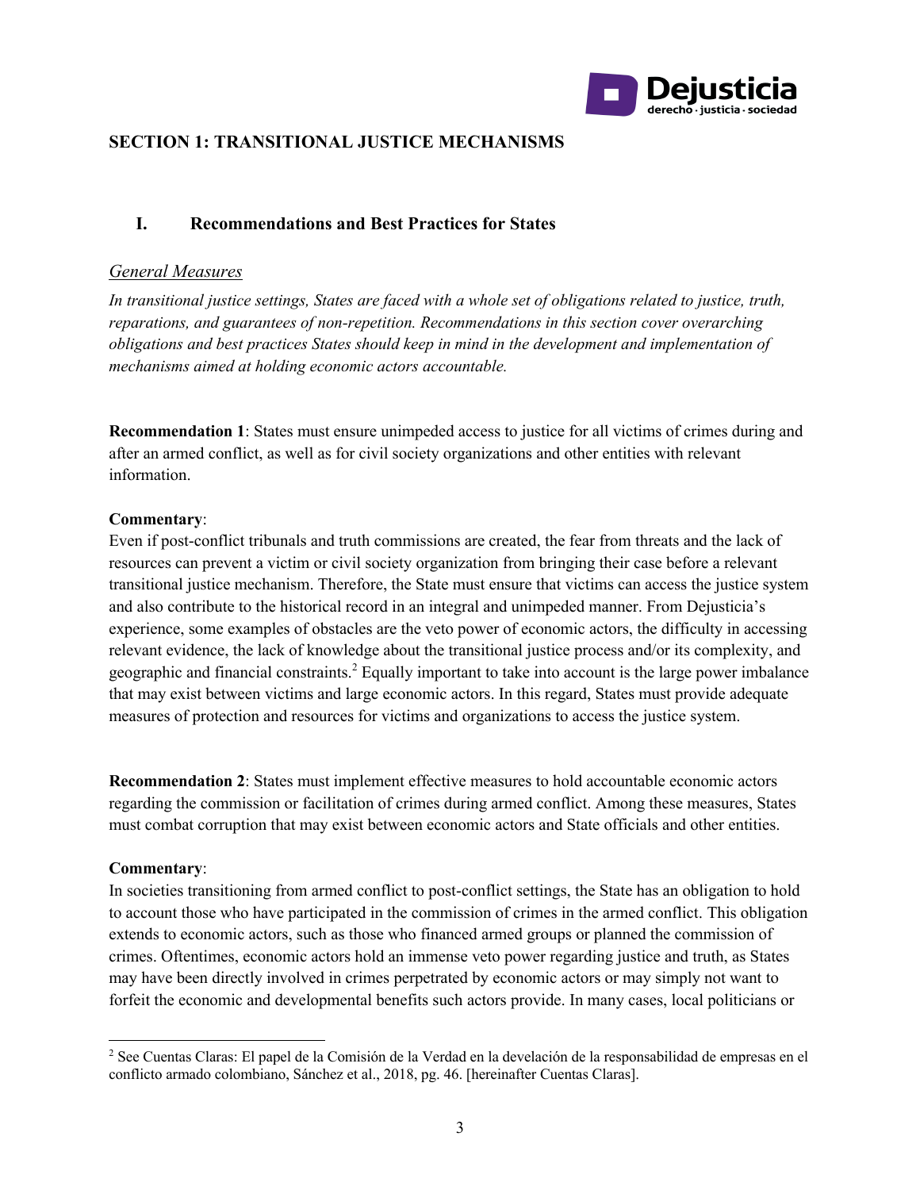## SECTION 1: TRANSITIONAL JUSTICE MECHANISMS

### I. Recommendations and Best Practices for States

<u>*General Measures*</u>

*In transitional justice settings, States are faced with a whole set of obligations related to justice, truth, reparations, and guarantees of non-repetition. Recommendations in this section cover overarching obligations and best practices States should keep in mind in the development and implementation of mechanisms aimed at holding economic actors accountable.*

**Recommendation 1**: States must ensure unimpeded access to justice for all victims of crimes during and after an armed conflict, as well as for civil society organizations and other entities with relevant information.

**Commentary**:
Even if post-conflict tribunals and truth commissions are created, the fear from threats and the lack of resources can prevent a victim or civil society organization from bringing their case before a relevant transitional justice mechanism. Therefore, the State must ensure that victims can access the justice system and also contribute to the historical record in an integral and unimpeded manner. From Dejusticia's experience, some examples of obstacles are the veto power of economic actors, the difficulty in accessing relevant evidence, the lack of knowledge about the transitional justice process and/or its complexity, and geographic and financial constraints.[2] Equally important to take into account is the large power imbalance that may exist between victims and large economic actors. In this regard, States must provide adequate measures of protection and resources for victims and organizations to access the justice system.

**Recommendation 2**: States must implement effective measures to hold accountable economic actors regarding the commission or facilitation of crimes during armed conflict. Among these measures, States must combat corruption that may exist between economic actors and State officials and other entities.

**Commentary**:
In societies transitioning from armed conflict to post-conflict settings, the State has an obligation to hold to account those who have participated in the commission of crimes in the armed conflict. This obligation extends to economic actors, such as those who financed armed groups or planned the commission of crimes. Oftentimes, economic actors hold an immense veto power regarding justice and truth, as States may have been directly involved in crimes perpetrated by economic actors or may simply not want to forfeit the economic and developmental benefits such actors provide. In many cases, local politicians or

[2] See Cuentas Claras: El papel de la Comisión de la Verdad en la develación de la responsabilidad de empresas en el conflicto armado colombiano, Sánchez et al., 2018, pg. 46. [hereinafter Cuentas Claras].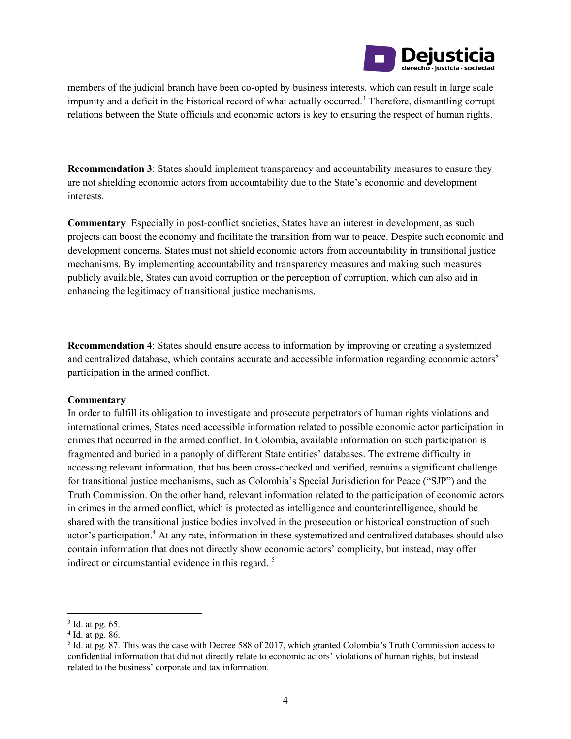members of the judicial branch have been co-opted by business interests, which can result in large scale impunity and a deficit in the historical record of what actually occurred.[3] Therefore, dismantling corrupt relations between the State officials and economic actors is key to ensuring the respect of human rights.

**Recommendation 3**: States should implement transparency and accountability measures to ensure they are not shielding economic actors from accountability due to the State's economic and development interests.

**Commentary**: Especially in post-conflict societies, States have an interest in development, as such projects can boost the economy and facilitate the transition from war to peace. Despite such economic and development concerns, States must not shield economic actors from accountability in transitional justice mechanisms. By implementing accountability and transparency measures and making such measures publicly available, States can avoid corruption or the perception of corruption, which can also aid in enhancing the legitimacy of transitional justice mechanisms.

**Recommendation 4**: States should ensure access to information by improving or creating a systemized and centralized database, which contains accurate and accessible information regarding economic actors' participation in the armed conflict.

**Commentary**:

In order to fulfill its obligation to investigate and prosecute perpetrators of human rights violations and international crimes, States need accessible information related to possible economic actor participation in crimes that occurred in the armed conflict. In Colombia, available information on such participation is fragmented and buried in a panoply of different State entities' databases. The extreme difficulty in accessing relevant information, that has been cross-checked and verified, remains a significant challenge for transitional justice mechanisms, such as Colombia's Special Jurisdiction for Peace ("SJP") and the Truth Commission. On the other hand, relevant information related to the participation of economic actors in crimes in the armed conflict, which is protected as intelligence and counterintelligence, should be shared with the transitional justice bodies involved in the prosecution or historical construction of such actor's participation.[4] At any rate, information in these systematized and centralized databases should also contain information that does not directly show economic actors' complicity, but instead, may offer indirect or circumstantial evidence in this regard.[5]

---

[3] Id. at pg. 65.

[4] Id. at pg. 86.

[5] Id. at pg. 87. This was the case with Decree 588 of 2017, which granted Colombia's Truth Commission access to confidential information that did not directly relate to economic actors' violations of human rights, but instead related to the business' corporate and tax information.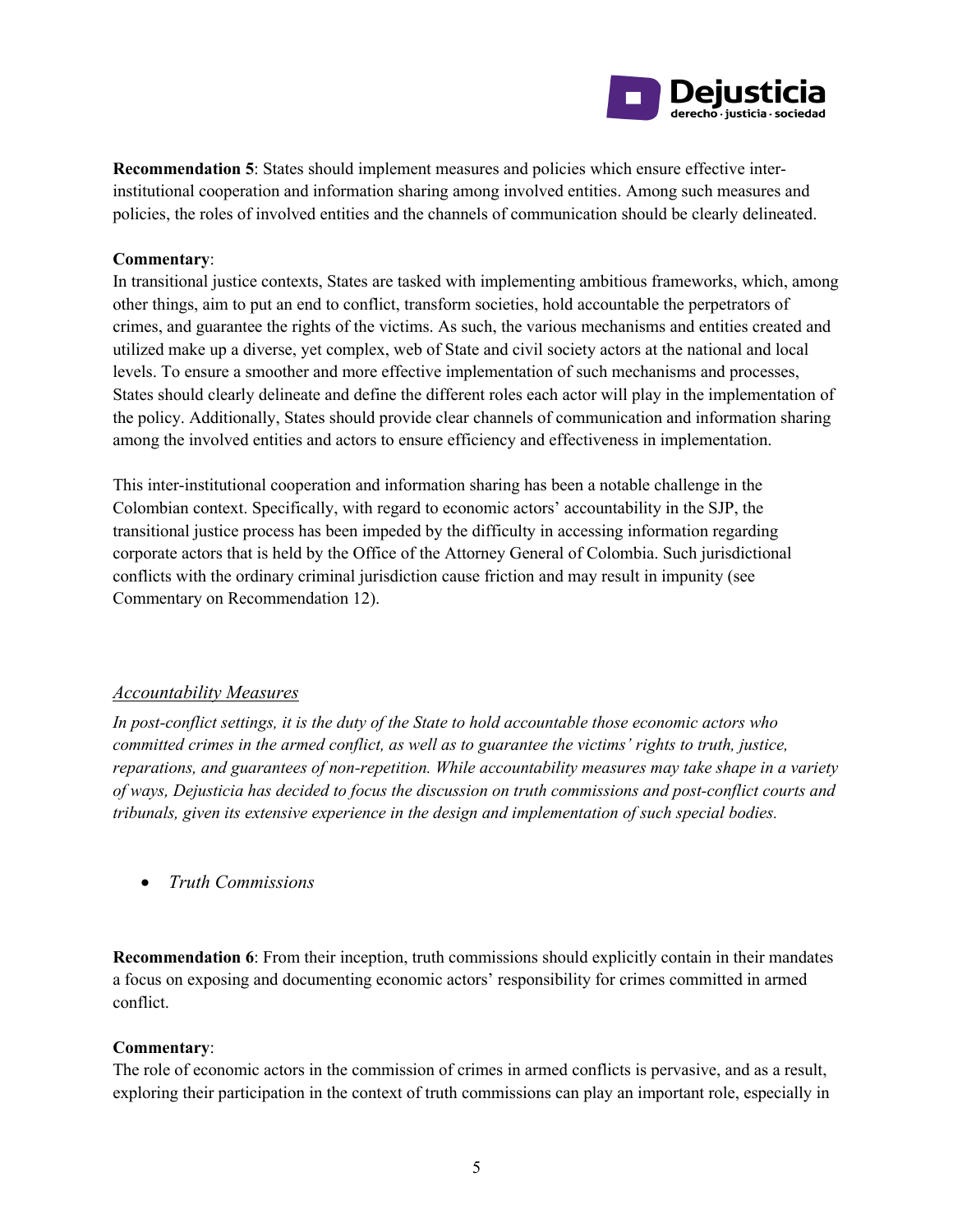**Recommendation 5**: States should implement measures and policies which ensure effective inter-institutional cooperation and information sharing among involved entities. Among such measures and policies, the roles of involved entities and the channels of communication should be clearly delineated.

**Commentary**:
In transitional justice contexts, States are tasked with implementing ambitious frameworks, which, among other things, aim to put an end to conflict, transform societies, hold accountable the perpetrators of crimes, and guarantee the rights of the victims. As such, the various mechanisms and entities created and utilized make up a diverse, yet complex, web of State and civil society actors at the national and local levels. To ensure a smoother and more effective implementation of such mechanisms and processes, States should clearly delineate and define the different roles each actor will play in the implementation of the policy. Additionally, States should provide clear channels of communication and information sharing among the involved entities and actors to ensure efficiency and effectiveness in implementation.

This inter-institutional cooperation and information sharing has been a notable challenge in the Colombian context. Specifically, with regard to economic actors' accountability in the SJP, the transitional justice process has been impeded by the difficulty in accessing information regarding corporate actors that is held by the Office of the Attorney General of Colombia. Such jurisdictional conflicts with the ordinary criminal jurisdiction cause friction and may result in impunity (see Commentary on Recommendation 12).

## *Accountability Measures*

*In post-conflict settings, it is the duty of the State to hold accountable those economic actors who committed crimes in the armed conflict, as well as to guarantee the victims' rights to truth, justice, reparations, and guarantees of non-repetition. While accountability measures may take shape in a variety of ways, Dejusticia has decided to focus the discussion on truth commissions and post-conflict courts and tribunals, given its extensive experience in the design and implementation of such special bodies.*

- *Truth Commissions*

**Recommendation 6**: From their inception, truth commissions should explicitly contain in their mandates a focus on exposing and documenting economic actors' responsibility for crimes committed in armed conflict.

**Commentary**:
The role of economic actors in the commission of crimes in armed conflicts is pervasive, and as a result, exploring their participation in the context of truth commissions can play an important role, especially in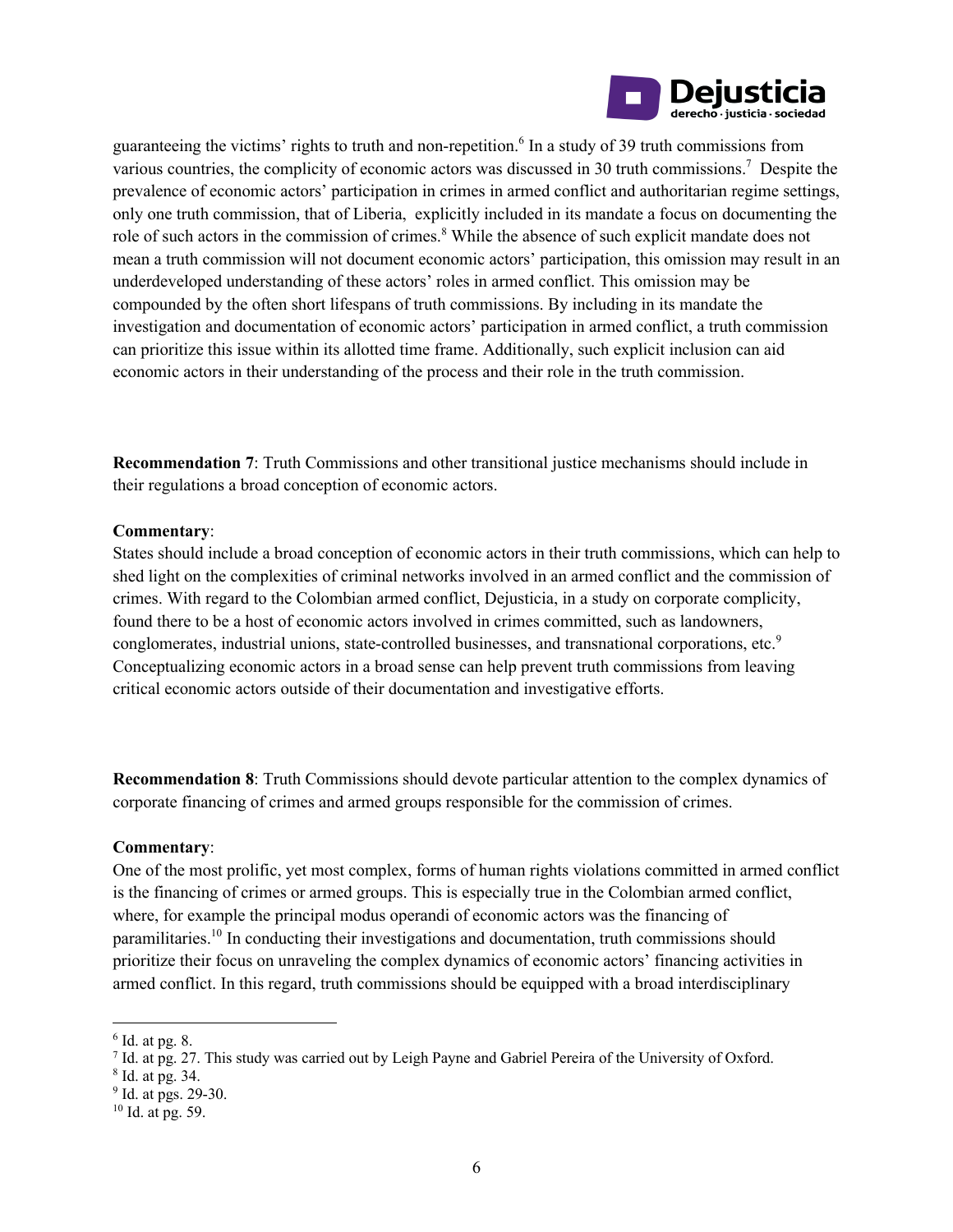guaranteeing the victims' rights to truth and non-repetition.[6] In a study of 39 truth commissions from various countries, the complicity of economic actors was discussed in 30 truth commissions.[7] Despite the prevalence of economic actors' participation in crimes in armed conflict and authoritarian regime settings, only one truth commission, that of Liberia, explicitly included in its mandate a focus on documenting the role of such actors in the commission of crimes.[8] While the absence of such explicit mandate does not mean a truth commission will not document economic actors' participation, this omission may result in an underdeveloped understanding of these actors' roles in armed conflict. This omission may be compounded by the often short lifespans of truth commissions. By including in its mandate the investigation and documentation of economic actors' participation in armed conflict, a truth commission can prioritize this issue within its allotted time frame. Additionally, such explicit inclusion can aid economic actors in their understanding of the process and their role in the truth commission.

**Recommendation 7**: Truth Commissions and other transitional justice mechanisms should include in their regulations a broad conception of economic actors.

**Commentary**:
States should include a broad conception of economic actors in their truth commissions, which can help to shed light on the complexities of criminal networks involved in an armed conflict and the commission of crimes. With regard to the Colombian armed conflict, Dejusticia, in a study on corporate complicity, found there to be a host of economic actors involved in crimes committed, such as landowners, conglomerates, industrial unions, state-controlled businesses, and transnational corporations, etc.[9] Conceptualizing economic actors in a broad sense can help prevent truth commissions from leaving critical economic actors outside of their documentation and investigative efforts.

**Recommendation 8**: Truth Commissions should devote particular attention to the complex dynamics of corporate financing of crimes and armed groups responsible for the commission of crimes.

**Commentary**:
One of the most prolific, yet most complex, forms of human rights violations committed in armed conflict is the financing of crimes or armed groups. This is especially true in the Colombian armed conflict, where, for example the principal modus operandi of economic actors was the financing of paramilitaries.[10] In conducting their investigations and documentation, truth commissions should prioritize their focus on unraveling the complex dynamics of economic actors' financing activities in armed conflict. In this regard, truth commissions should be equipped with a broad interdisciplinary

---

[6] Id. at pg. 8.
[7] Id. at pg. 27. This study was carried out by Leigh Payne and Gabriel Pereira of the University of Oxford.
[8] Id. at pg. 34.
[9] Id. at pgs. 29-30.
[10] Id. at pg. 59.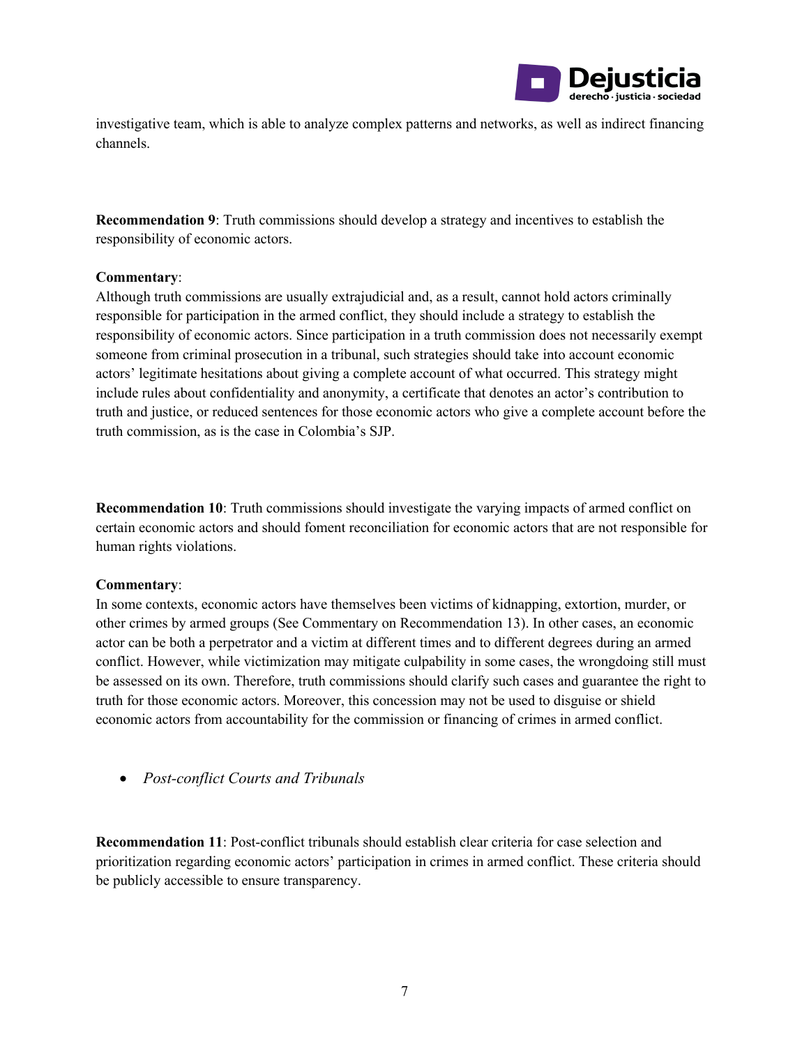investigative team, which is able to analyze complex patterns and networks, as well as indirect financing channels.

**Recommendation 9**: Truth commissions should develop a strategy and incentives to establish the responsibility of economic actors.

**Commentary**:
Although truth commissions are usually extrajudicial and, as a result, cannot hold actors criminally responsible for participation in the armed conflict, they should include a strategy to establish the responsibility of economic actors. Since participation in a truth commission does not necessarily exempt someone from criminal prosecution in a tribunal, such strategies should take into account economic actors' legitimate hesitations about giving a complete account of what occurred. This strategy might include rules about confidentiality and anonymity, a certificate that denotes an actor's contribution to truth and justice, or reduced sentences for those economic actors who give a complete account before the truth commission, as is the case in Colombia's SJP.

**Recommendation 10**: Truth commissions should investigate the varying impacts of armed conflict on certain economic actors and should foment reconciliation for economic actors that are not responsible for human rights violations.

**Commentary**:
In some contexts, economic actors have themselves been victims of kidnapping, extortion, murder, or other crimes by armed groups (See Commentary on Recommendation 13). In other cases, an economic actor can be both a perpetrator and a victim at different times and to different degrees during an armed conflict. However, while victimization may mitigate culpability in some cases, the wrongdoing still must be assessed on its own. Therefore, truth commissions should clarify such cases and guarantee the right to truth for those economic actors. Moreover, this concession may not be used to disguise or shield economic actors from accountability for the commission or financing of crimes in armed conflict.

- *Post-conflict Courts and Tribunals*

**Recommendation 11**: Post-conflict tribunals should establish clear criteria for case selection and prioritization regarding economic actors' participation in crimes in armed conflict. These criteria should be publicly accessible to ensure transparency.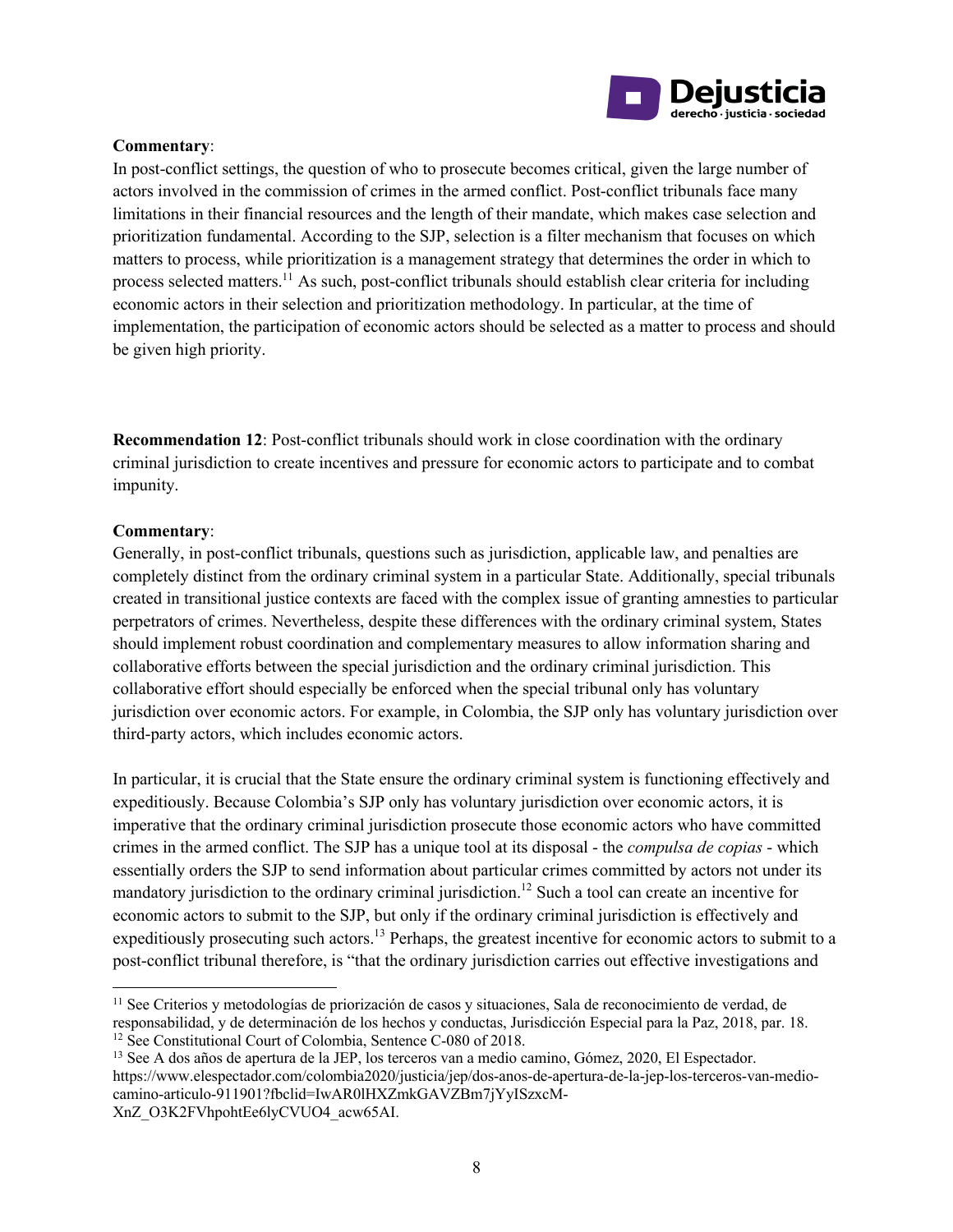**Commentary**:

In post-conflict settings, the question of who to prosecute becomes critical, given the large number of actors involved in the commission of crimes in the armed conflict. Post-conflict tribunals face many limitations in their financial resources and the length of their mandate, which makes case selection and prioritization fundamental. According to the SJP, selection is a filter mechanism that focuses on which matters to process, while prioritization is a management strategy that determines the order in which to process selected matters.[11] As such, post-conflict tribunals should establish clear criteria for including economic actors in their selection and prioritization methodology. In particular, at the time of implementation, the participation of economic actors should be selected as a matter to process and should be given high priority.

**Recommendation 12**: Post-conflict tribunals should work in close coordination with the ordinary criminal jurisdiction to create incentives and pressure for economic actors to participate and to combat impunity.

**Commentary**:

Generally, in post-conflict tribunals, questions such as jurisdiction, applicable law, and penalties are completely distinct from the ordinary criminal system in a particular State. Additionally, special tribunals created in transitional justice contexts are faced with the complex issue of granting amnesties to particular perpetrators of crimes. Nevertheless, despite these differences with the ordinary criminal system, States should implement robust coordination and complementary measures to allow information sharing and collaborative efforts between the special jurisdiction and the ordinary criminal jurisdiction. This collaborative effort should especially be enforced when the special tribunal only has voluntary jurisdiction over economic actors. For example, in Colombia, the SJP only has voluntary jurisdiction over third-party actors, which includes economic actors.

In particular, it is crucial that the State ensure the ordinary criminal system is functioning effectively and expeditiously. Because Colombia's SJP only has voluntary jurisdiction over economic actors, it is imperative that the ordinary criminal jurisdiction prosecute those economic actors who have committed crimes in the armed conflict. The SJP has a unique tool at its disposal - the *compulsa de copias* - which essentially orders the SJP to send information about particular crimes committed by actors not under its mandatory jurisdiction to the ordinary criminal jurisdiction.[12] Such a tool can create an incentive for economic actors to submit to the SJP, but only if the ordinary criminal jurisdiction is effectively and expeditiously prosecuting such actors.[13] Perhaps, the greatest incentive for economic actors to submit to a post-conflict tribunal therefore, is "that the ordinary jurisdiction carries out effective investigations and

---

[11] See Criterios y metodologías de priorización de casos y situaciones, Sala de reconocimiento de verdad, de responsabilidad, y de determinación de los hechos y conductas, Jurisdicción Especial para la Paz, 2018, par. 18.

[12] See Constitutional Court of Colombia, Sentence C-080 of 2018.

[13] See A dos años de apertura de la JEP, los terceros van a medio camino, Gómez, 2020, El Espectador. https://www.elespectador.com/colombia2020/justicia/jep/dos-anos-de-apertura-de-la-jep-los-terceros-van-medio-camino-articulo-911901?fbclid=IwAR0lHXZmkGAVZBm7jYyISzxcM-XnZ_O3K2FVhpohtEe6lyCVUO4_acw65AI.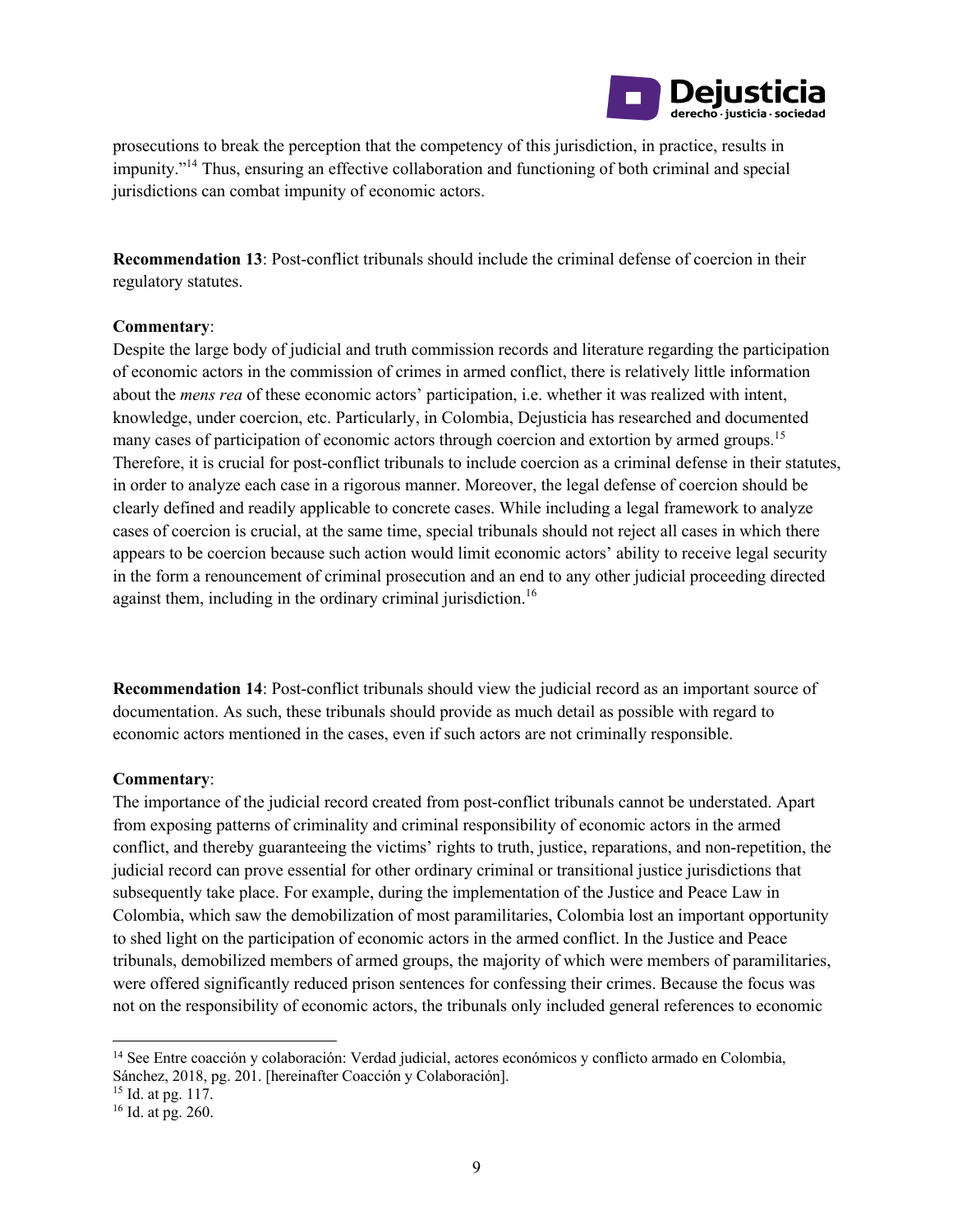prosecutions to break the perception that the competency of this jurisdiction, in practice, results in impunity."[14] Thus, ensuring an effective collaboration and functioning of both criminal and special jurisdictions can combat impunity of economic actors.

**Recommendation 13**: Post-conflict tribunals should include the criminal defense of coercion in their regulatory statutes.

**Commentary**:
Despite the large body of judicial and truth commission records and literature regarding the participation of economic actors in the commission of crimes in armed conflict, there is relatively little information about the *mens rea* of these economic actors' participation, i.e. whether it was realized with intent, knowledge, under coercion, etc. Particularly, in Colombia, Dejusticia has researched and documented many cases of participation of economic actors through coercion and extortion by armed groups.[15] Therefore, it is crucial for post-conflict tribunals to include coercion as a criminal defense in their statutes, in order to analyze each case in a rigorous manner. Moreover, the legal defense of coercion should be clearly defined and readily applicable to concrete cases. While including a legal framework to analyze cases of coercion is crucial, at the same time, special tribunals should not reject all cases in which there appears to be coercion because such action would limit economic actors' ability to receive legal security in the form a renouncement of criminal prosecution and an end to any other judicial proceeding directed against them, including in the ordinary criminal jurisdiction.[16]

**Recommendation 14**: Post-conflict tribunals should view the judicial record as an important source of documentation. As such, these tribunals should provide as much detail as possible with regard to economic actors mentioned in the cases, even if such actors are not criminally responsible.

**Commentary**:
The importance of the judicial record created from post-conflict tribunals cannot be understated. Apart from exposing patterns of criminality and criminal responsibility of economic actors in the armed conflict, and thereby guaranteeing the victims' rights to truth, justice, reparations, and non-repetition, the judicial record can prove essential for other ordinary criminal or transitional justice jurisdictions that subsequently take place. For example, during the implementation of the Justice and Peace Law in Colombia, which saw the demobilization of most paramilitaries, Colombia lost an important opportunity to shed light on the participation of economic actors in the armed conflict. In the Justice and Peace tribunals, demobilized members of armed groups, the majority of which were members of paramilitaries, were offered significantly reduced prison sentences for confessing their crimes. Because the focus was not on the responsibility of economic actors, the tribunals only included general references to economic

---

[14] See Entre coacción y colaboración: Verdad judicial, actores económicos y conflicto armado en Colombia, Sánchez, 2018, pg. 201. [hereinafter Coacción y Colaboración].

[15] Id. at pg. 117.

[16] Id. at pg. 260.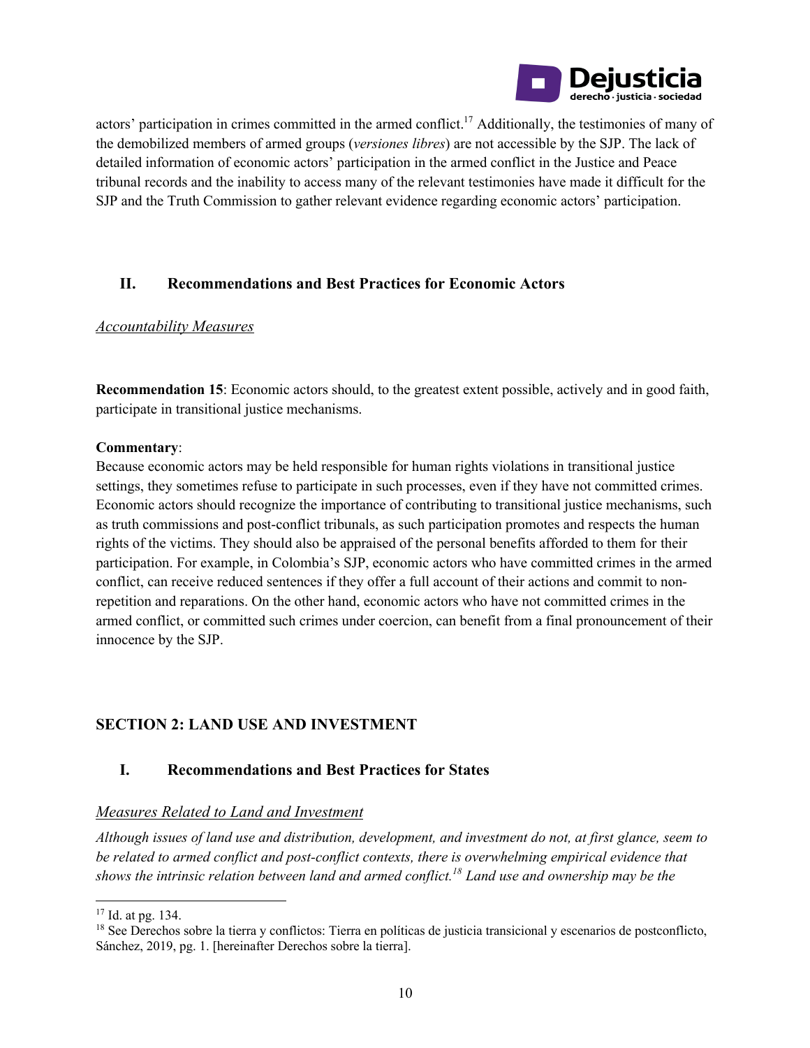actors' participation in crimes committed in the armed conflict.[17] Additionally, the testimonies of many of the demobilized members of armed groups (*versiones libres*) are not accessible by the SJP. The lack of detailed information of economic actors' participation in the armed conflict in the Justice and Peace tribunal records and the inability to access many of the relevant testimonies have made it difficult for the SJP and the Truth Commission to gather relevant evidence regarding economic actors' participation.

### II. Recommendations and Best Practices for Economic Actors

<u>*Accountability Measures*</u>

**Recommendation 15**: Economic actors should, to the greatest extent possible, actively and in good faith, participate in transitional justice mechanisms.

**Commentary**:
Because economic actors may be held responsible for human rights violations in transitional justice settings, they sometimes refuse to participate in such processes, even if they have not committed crimes. Economic actors should recognize the importance of contributing to transitional justice mechanisms, such as truth commissions and post-conflict tribunals, as such participation promotes and respects the human rights of the victims. They should also be appraised of the personal benefits afforded to them for their participation. For example, in Colombia's SJP, economic actors who have committed crimes in the armed conflict, can receive reduced sentences if they offer a full account of their actions and commit to non-repetition and reparations. On the other hand, economic actors who have not committed crimes in the armed conflict, or committed such crimes under coercion, can benefit from a final pronouncement of their innocence by the SJP.

## SECTION 2: LAND USE AND INVESTMENT

### I. Recommendations and Best Practices for States

<u>*Measures Related to Land and Investment*</u>

*Although issues of land use and distribution, development, and investment do not, at first glance, seem to be related to armed conflict and post-conflict contexts, there is overwhelming empirical evidence that shows the intrinsic relation between land and armed conflict.[18] Land use and ownership may be the*

---

[17] Id. at pg. 134.

[18] See Derechos sobre la tierra y conflictos: Tierra en políticas de justicia transicional y escenarios de postconflicto, Sánchez, 2019, pg. 1. [hereinafter Derechos sobre la tierra].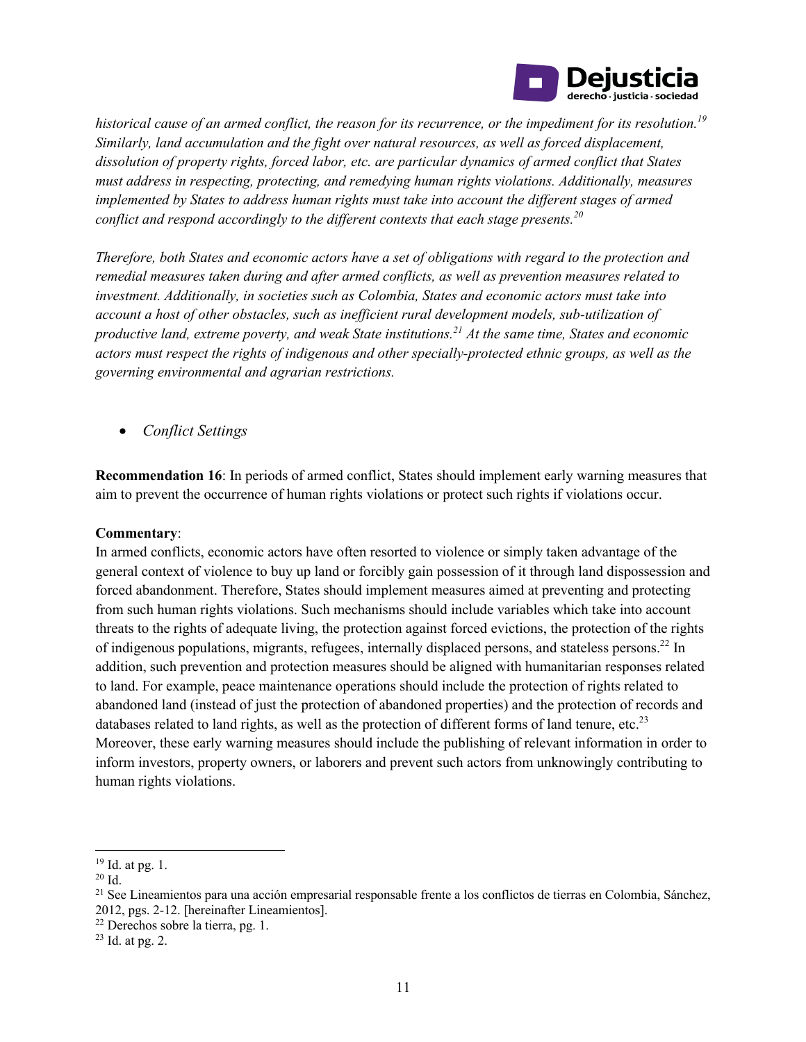*historical cause of an armed conflict, the reason for its recurrence, or the impediment for its resolution.*[19] *Similarly, land accumulation and the fight over natural resources, as well as forced displacement, dissolution of property rights, forced labor, etc. are particular dynamics of armed conflict that States must address in respecting, protecting, and remedying human rights violations. Additionally, measures implemented by States to address human rights must take into account the different stages of armed conflict and respond accordingly to the different contexts that each stage presents.*[20]

*Therefore, both States and economic actors have a set of obligations with regard to the protection and remedial measures taken during and after armed conflicts, as well as prevention measures related to investment. Additionally, in societies such as Colombia, States and economic actors must take into account a host of other obstacles, such as inefficient rural development models, sub-utilization of productive land, extreme poverty, and weak State institutions.*[21] *At the same time, States and economic actors must respect the rights of indigenous and other specially-protected ethnic groups, as well as the governing environmental and agrarian restrictions.*

- *Conflict Settings*

**Recommendation 16**: In periods of armed conflict, States should implement early warning measures that aim to prevent the occurrence of human rights violations or protect such rights if violations occur.

**Commentary**:
In armed conflicts, economic actors have often resorted to violence or simply taken advantage of the general context of violence to buy up land or forcibly gain possession of it through land dispossession and forced abandonment. Therefore, States should implement measures aimed at preventing and protecting from such human rights violations. Such mechanisms should include variables which take into account threats to the rights of adequate living, the protection against forced evictions, the protection of the rights of indigenous populations, migrants, refugees, internally displaced persons, and stateless persons.[22] In addition, such prevention and protection measures should be aligned with humanitarian responses related to land. For example, peace maintenance operations should include the protection of rights related to abandoned land (instead of just the protection of abandoned properties) and the protection of records and databases related to land rights, as well as the protection of different forms of land tenure, etc.[23] Moreover, these early warning measures should include the publishing of relevant information in order to inform investors, property owners, or laborers and prevent such actors from unknowingly contributing to human rights violations.

---

[19] Id. at pg. 1.
[20] Id.
[21] See Lineamientos para una acción empresarial responsable frente a los conflictos de tierras en Colombia, Sánchez, 2012, pgs. 2-12. [hereinafter Lineamientos].
[22] Derechos sobre la tierra, pg. 1.
[23] Id. at pg. 2.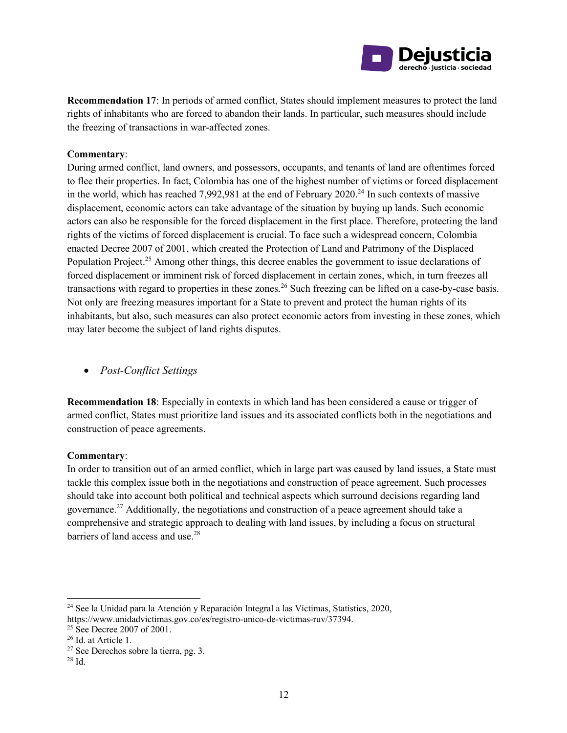**Recommendation 17**: In periods of armed conflict, States should implement measures to protect the land rights of inhabitants who are forced to abandon their lands. In particular, such measures should include the freezing of transactions in war-affected zones.

**Commentary**:
During armed conflict, land owners, and possessors, occupants, and tenants of land are oftentimes forced to flee their properties. In fact, Colombia has one of the highest number of victims or forced displacement in the world, which has reached 7,992,981 at the end of February 2020.[24] In such contexts of massive displacement, economic actors can take advantage of the situation by buying up lands. Such economic actors can also be responsible for the forced displacement in the first place. Therefore, protecting the land rights of the victims of forced displacement is crucial. To face such a widespread concern, Colombia enacted Decree 2007 of 2001, which created the Protection of Land and Patrimony of the Displaced Population Project.[25] Among other things, this decree enables the government to issue declarations of forced displacement or imminent risk of forced displacement in certain zones, which, in turn freezes all transactions with regard to properties in these zones.[26] Such freezing can be lifted on a case-by-case basis. Not only are freezing measures important for a State to prevent and protect the human rights of its inhabitants, but also, such measures can also protect economic actors from investing in these zones, which may later become the subject of land rights disputes.

- *Post-Conflict Settings*

**Recommendation 18**: Especially in contexts in which land has been considered a cause or trigger of armed conflict, States must prioritize land issues and its associated conflicts both in the negotiations and construction of peace agreements.

**Commentary**:
In order to transition out of an armed conflict, which in large part was caused by land issues, a State must tackle this complex issue both in the negotiations and construction of peace agreement. Such processes should take into account both political and technical aspects which surround decisions regarding land governance.[27] Additionally, the negotiations and construction of a peace agreement should take a comprehensive and strategic approach to dealing with land issues, by including a focus on structural barriers of land access and use.[28]

---

[24] See la Unidad para la Atención y Reparación Integral a las Víctimas, Statistics, 2020, https://www.unidadvictimas.gov.co/es/registro-unico-de-victimas-ruv/37394.
[25] See Decree 2007 of 2001.
[26] Id. at Article 1.
[27] See Derechos sobre la tierra, pg. 3.
[28] Id.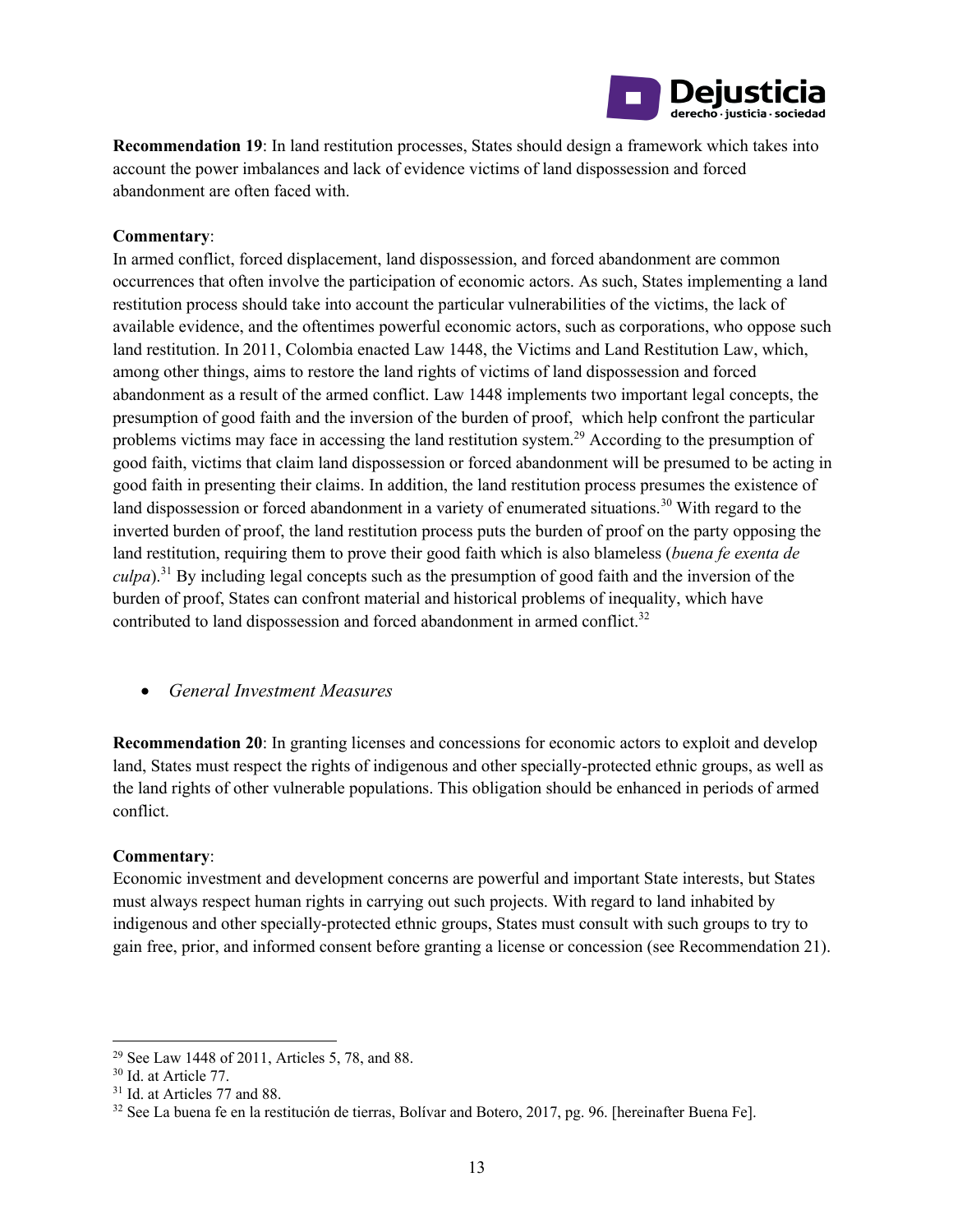**Recommendation 19**: In land restitution processes, States should design a framework which takes into account the power imbalances and lack of evidence victims of land dispossession and forced abandonment are often faced with.

**Commentary**:
In armed conflict, forced displacement, land dispossession, and forced abandonment are common occurrences that often involve the participation of economic actors. As such, States implementing a land restitution process should take into account the particular vulnerabilities of the victims, the lack of available evidence, and the oftentimes powerful economic actors, such as corporations, who oppose such land restitution. In 2011, Colombia enacted Law 1448, the Victims and Land Restitution Law, which, among other things, aims to restore the land rights of victims of land dispossession and forced abandonment as a result of the armed conflict. Law 1448 implements two important legal concepts, the presumption of good faith and the inversion of the burden of proof, which help confront the particular problems victims may face in accessing the land restitution system.[29] According to the presumption of good faith, victims that claim land dispossession or forced abandonment will be presumed to be acting in good faith in presenting their claims. In addition, the land restitution process presumes the existence of land dispossession or forced abandonment in a variety of enumerated situations.[30] With regard to the inverted burden of proof, the land restitution process puts the burden of proof on the party opposing the land restitution, requiring them to prove their good faith which is also blameless (*buena fe exenta de culpa*).[31] By including legal concepts such as the presumption of good faith and the inversion of the burden of proof, States can confront material and historical problems of inequality, which have contributed to land dispossession and forced abandonment in armed conflict.[32]

- *General Investment Measures*

**Recommendation 20**: In granting licenses and concessions for economic actors to exploit and develop land, States must respect the rights of indigenous and other specially-protected ethnic groups, as well as the land rights of other vulnerable populations. This obligation should be enhanced in periods of armed conflict.

**Commentary**:
Economic investment and development concerns are powerful and important State interests, but States must always respect human rights in carrying out such projects. With regard to land inhabited by indigenous and other specially-protected ethnic groups, States must consult with such groups to try to gain free, prior, and informed consent before granting a license or concession (see Recommendation 21).

---

[29] See Law 1448 of 2011, Articles 5, 78, and 88.
[30] Id. at Article 77.
[31] Id. at Articles 77 and 88.
[32] See La buena fe en la restitución de tierras, Bolívar and Botero, 2017, pg. 96. [hereinafter Buena Fe].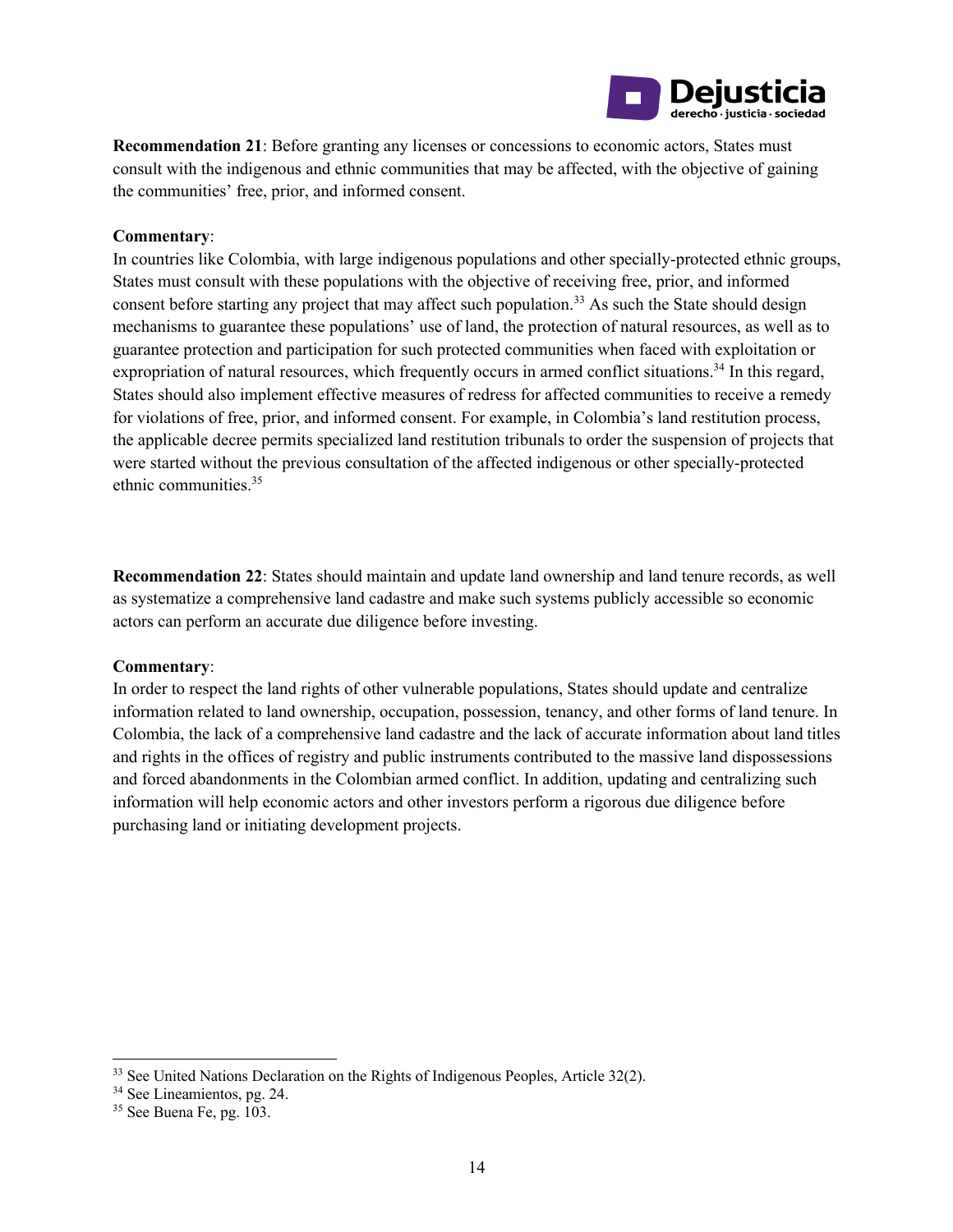**Recommendation 21**: Before granting any licenses or concessions to economic actors, States must consult with the indigenous and ethnic communities that may be affected, with the objective of gaining the communities' free, prior, and informed consent.

**Commentary**:
In countries like Colombia, with large indigenous populations and other specially-protected ethnic groups, States must consult with these populations with the objective of receiving free, prior, and informed consent before starting any project that may affect such population.[33] As such the State should design mechanisms to guarantee these populations' use of land, the protection of natural resources, as well as to guarantee protection and participation for such protected communities when faced with exploitation or expropriation of natural resources, which frequently occurs in armed conflict situations.[34] In this regard, States should also implement effective measures of redress for affected communities to receive a remedy for violations of free, prior, and informed consent. For example, in Colombia's land restitution process, the applicable decree permits specialized land restitution tribunals to order the suspension of projects that were started without the previous consultation of the affected indigenous or other specially-protected ethnic communities.[35]

**Recommendation 22**: States should maintain and update land ownership and land tenure records, as well as systematize a comprehensive land cadastre and make such systems publicly accessible so economic actors can perform an accurate due diligence before investing.

**Commentary**:
In order to respect the land rights of other vulnerable populations, States should update and centralize information related to land ownership, occupation, possession, tenancy, and other forms of land tenure. In Colombia, the lack of a comprehensive land cadastre and the lack of accurate information about land titles and rights in the offices of registry and public instruments contributed to the massive land dispossessions and forced abandonments in the Colombian armed conflict. In addition, updating and centralizing such information will help economic actors and other investors perform a rigorous due diligence before purchasing land or initiating development projects.

[33] See United Nations Declaration on the Rights of Indigenous Peoples, Article 32(2).
[34] See Lineamientos, pg. 24.
[35] See Buena Fe, pg. 103.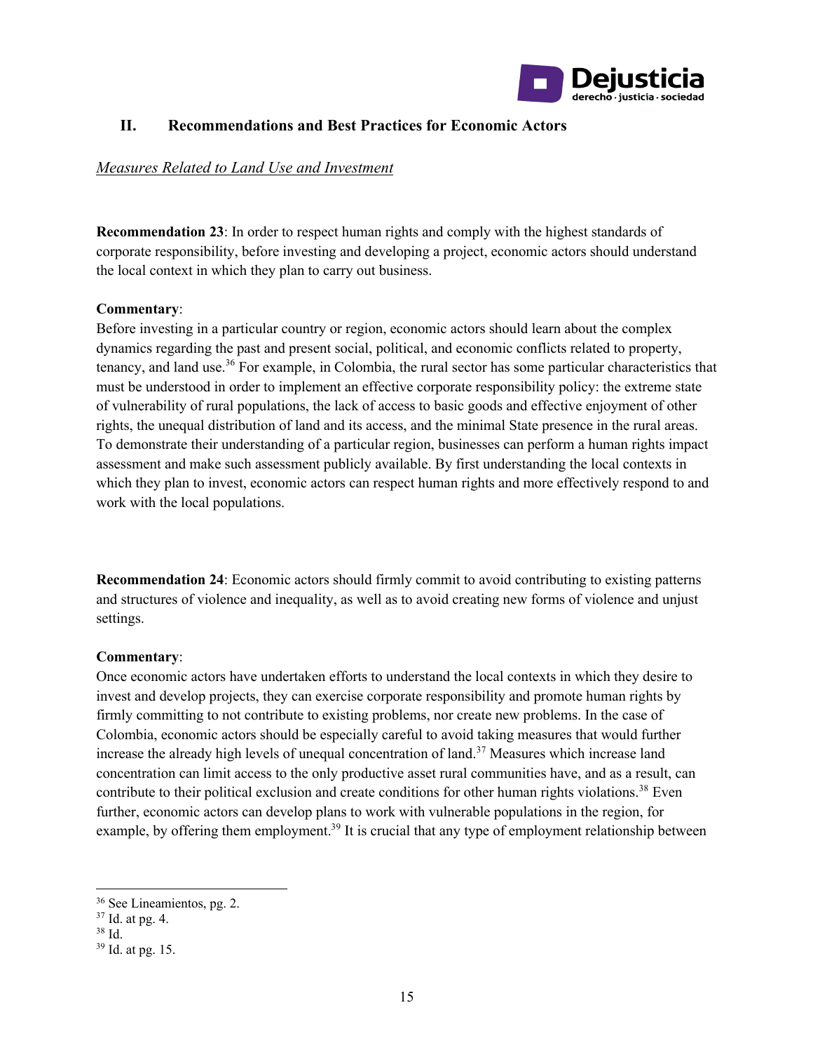## II. Recommendations and Best Practices for Economic Actors

*Measures Related to Land Use and Investment*

**Recommendation 23**: In order to respect human rights and comply with the highest standards of corporate responsibility, before investing and developing a project, economic actors should understand the local context in which they plan to carry out business.

**Commentary**:
Before investing in a particular country or region, economic actors should learn about the complex dynamics regarding the past and present social, political, and economic conflicts related to property, tenancy, and land use.[36] For example, in Colombia, the rural sector has some particular characteristics that must be understood in order to implement an effective corporate responsibility policy: the extreme state of vulnerability of rural populations, the lack of access to basic goods and effective enjoyment of other rights, the unequal distribution of land and its access, and the minimal State presence in the rural areas. To demonstrate their understanding of a particular region, businesses can perform a human rights impact assessment and make such assessment publicly available. By first understanding the local contexts in which they plan to invest, economic actors can respect human rights and more effectively respond to and work with the local populations.

**Recommendation 24**: Economic actors should firmly commit to avoid contributing to existing patterns and structures of violence and inequality, as well as to avoid creating new forms of violence and unjust settings.

**Commentary**:
Once economic actors have undertaken efforts to understand the local contexts in which they desire to invest and develop projects, they can exercise corporate responsibility and promote human rights by firmly committing to not contribute to existing problems, nor create new problems. In the case of Colombia, economic actors should be especially careful to avoid taking measures that would further increase the already high levels of unequal concentration of land.[37] Measures which increase land concentration can limit access to the only productive asset rural communities have, and as a result, can contribute to their political exclusion and create conditions for other human rights violations.[38] Even further, economic actors can develop plans to work with vulnerable populations in the region, for example, by offering them employment.[39] It is crucial that any type of employment relationship between

---

[36] See Lineamientos, pg. 2.
[37] Id. at pg. 4.
[38] Id.
[39] Id. at pg. 15.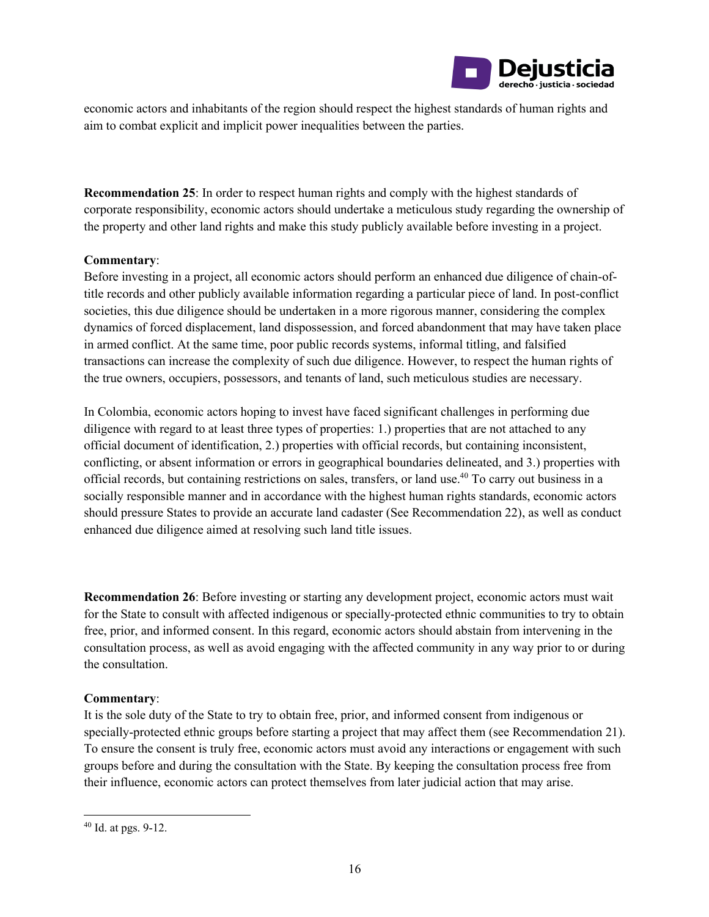economic actors and inhabitants of the region should respect the highest standards of human rights and aim to combat explicit and implicit power inequalities between the parties.

**Recommendation 25**: In order to respect human rights and comply with the highest standards of corporate responsibility, economic actors should undertake a meticulous study regarding the ownership of the property and other land rights and make this study publicly available before investing in a project.

**Commentary**:
Before investing in a project, all economic actors should perform an enhanced due diligence of chain-of-title records and other publicly available information regarding a particular piece of land. In post-conflict societies, this due diligence should be undertaken in a more rigorous manner, considering the complex dynamics of forced displacement, land dispossession, and forced abandonment that may have taken place in armed conflict. At the same time, poor public records systems, informal titling, and falsified transactions can increase the complexity of such due diligence. However, to respect the human rights of the true owners, occupiers, possessors, and tenants of land, such meticulous studies are necessary.

In Colombia, economic actors hoping to invest have faced significant challenges in performing due diligence with regard to at least three types of properties: 1.) properties that are not attached to any official document of identification, 2.) properties with official records, but containing inconsistent, conflicting, or absent information or errors in geographical boundaries delineated, and 3.) properties with official records, but containing restrictions on sales, transfers, or land use.[40] To carry out business in a socially responsible manner and in accordance with the highest human rights standards, economic actors should pressure States to provide an accurate land cadaster (See Recommendation 22), as well as conduct enhanced due diligence aimed at resolving such land title issues.

**Recommendation 26**: Before investing or starting any development project, economic actors must wait for the State to consult with affected indigenous or specially-protected ethnic communities to try to obtain free, prior, and informed consent. In this regard, economic actors should abstain from intervening in the consultation process, as well as avoid engaging with the affected community in any way prior to or during the consultation.

**Commentary**:
It is the sole duty of the State to try to obtain free, prior, and informed consent from indigenous or specially-protected ethnic groups before starting a project that may affect them (see Recommendation 21). To ensure the consent is truly free, economic actors must avoid any interactions or engagement with such groups before and during the consultation with the State. By keeping the consultation process free from their influence, economic actors can protect themselves from later judicial action that may arise.

[40] Id. at pgs. 9-12.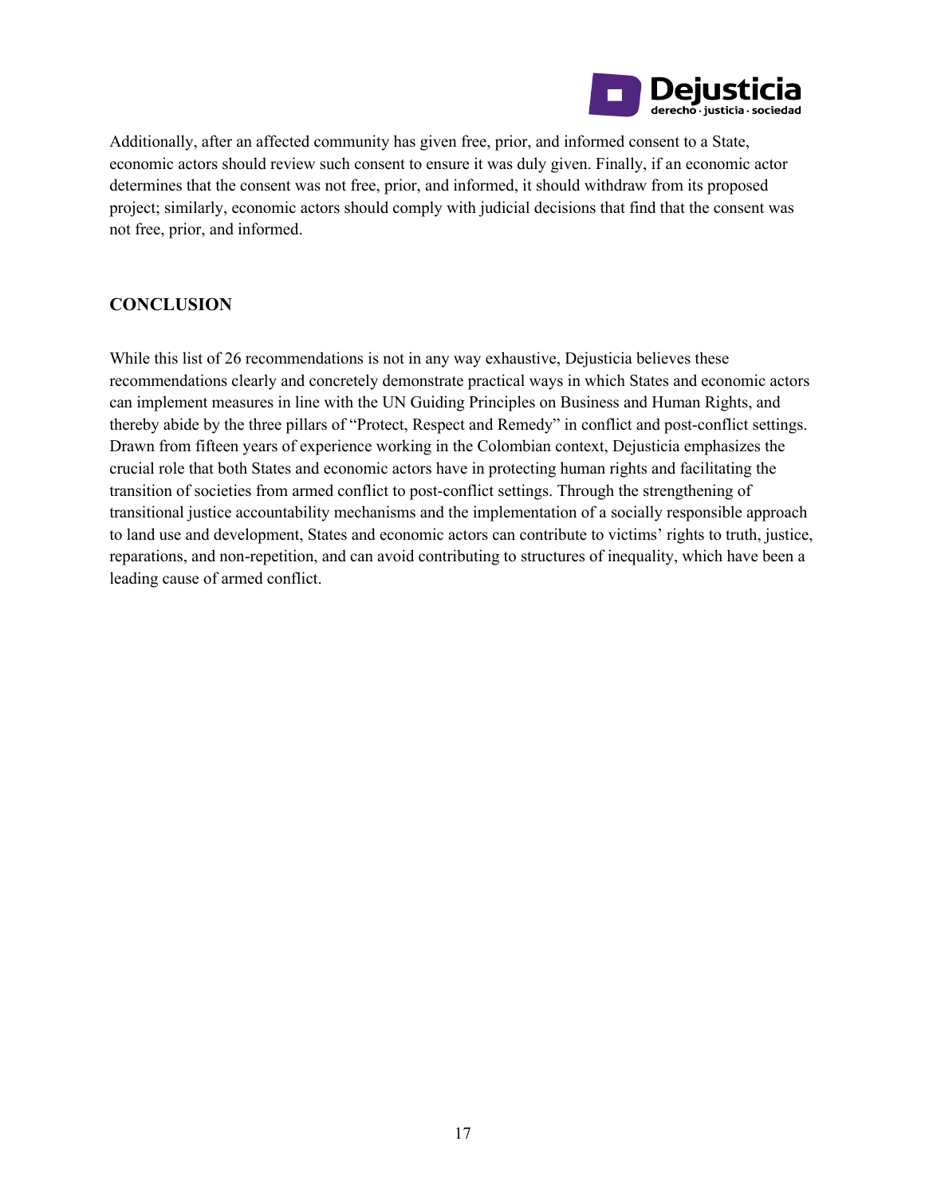Additionally, after an affected community has given free, prior, and informed consent to a State, economic actors should review such consent to ensure it was duly given. Finally, if an economic actor determines that the consent was not free, prior, and informed, it should withdraw from its proposed project; similarly, economic actors should comply with judicial decisions that find that the consent was not free, prior, and informed.

## CONCLUSION

While this list of 26 recommendations is not in any way exhaustive, Dejusticia believes these recommendations clearly and concretely demonstrate practical ways in which States and economic actors can implement measures in line with the UN Guiding Principles on Business and Human Rights, and thereby abide by the three pillars of "Protect, Respect and Remedy" in conflict and post-conflict settings. Drawn from fifteen years of experience working in the Colombian context, Dejusticia emphasizes the crucial role that both States and economic actors have in protecting human rights and facilitating the transition of societies from armed conflict to post-conflict settings. Through the strengthening of transitional justice accountability mechanisms and the implementation of a socially responsible approach to land use and development, States and economic actors can contribute to victims' rights to truth, justice, reparations, and non-repetition, and can avoid contributing to structures of inequality, which have been a leading cause of armed conflict.